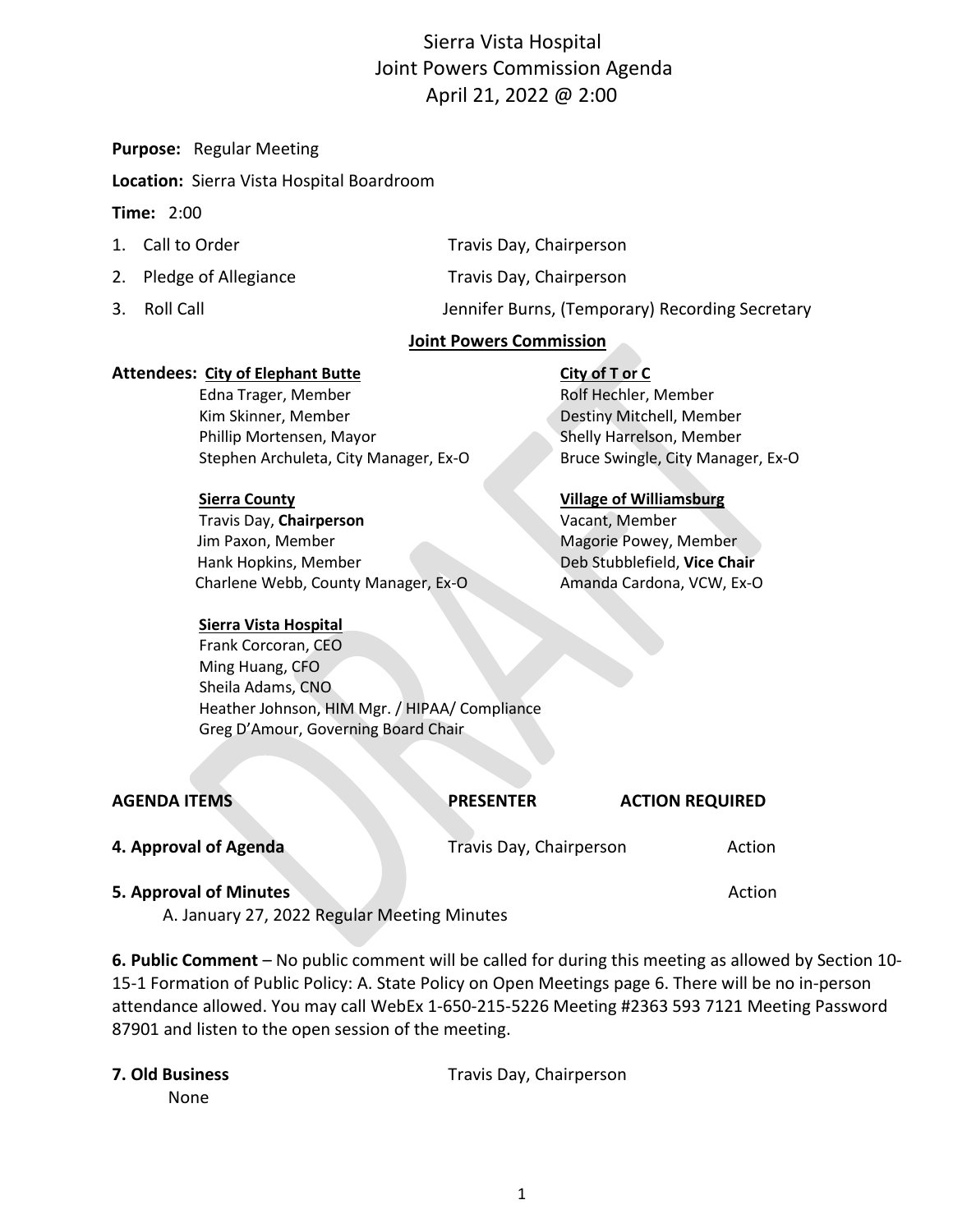# Sierra Vista Hospital
# Joint Powers Commission Agenda
# April 21, 2022 @ 2:00

**Purpose:** Regular Meeting

**Location:** Sierra Vista Hospital Boardroom

**Time:** 2:00

1. Call to Order — Travis Day, Chairperson
2. Pledge of Allegiance — Travis Day, Chairperson
3. Roll Call — Jennifer Burns, (Temporary) Recording Secretary

## Joint Powers Commission

**Attendees:**

**City of Elephant Butte**
- Edna Trager, Member
- Kim Skinner, Member
- Phillip Mortensen, Mayor
- Stephen Archuleta, City Manager, Ex-O

**City of T or C**
- Rolf Hechler, Member
- Destiny Mitchell, Member
- Shelly Harrelson, Member
- Bruce Swingle, City Manager, Ex-O

**Sierra County**
- Travis Day, **Chairperson**
- Jim Paxon, Member
- Hank Hopkins, Member
- Charlene Webb, County Manager, Ex-O

**Village of Williamsburg**
- Vacant, Member
- Magorie Powey, Member
- Deb Stubblefield, **Vice Chair**
- Amanda Cardona, VCW, Ex-O

**Sierra Vista Hospital**
- Frank Corcoran, CEO
- Ming Huang, CFO
- Sheila Adams, CNO
- Heather Johnson, HIM Mgr. / HIPAA/ Compliance
- Greg D'Amour, Governing Board Chair

| AGENDA ITEMS | PRESENTER | ACTION REQUIRED |
|---|---|---|
| **4. Approval of Agenda** | Travis Day, Chairperson | Action |
| **5. Approval of Minutes** | | Action |

A. January 27, 2022 Regular Meeting Minutes

**6. Public Comment** – No public comment will be called for during this meeting as allowed by Section 10-15-1 Formation of Public Policy: A. State Policy on Open Meetings page 6. There will be no in-person attendance allowed. You may call WebEx 1-650-215-5226 Meeting #2363 593 7121 Meeting Password 87901 and listen to the open session of the meeting.

**7. Old Business** — Travis Day, Chairperson

None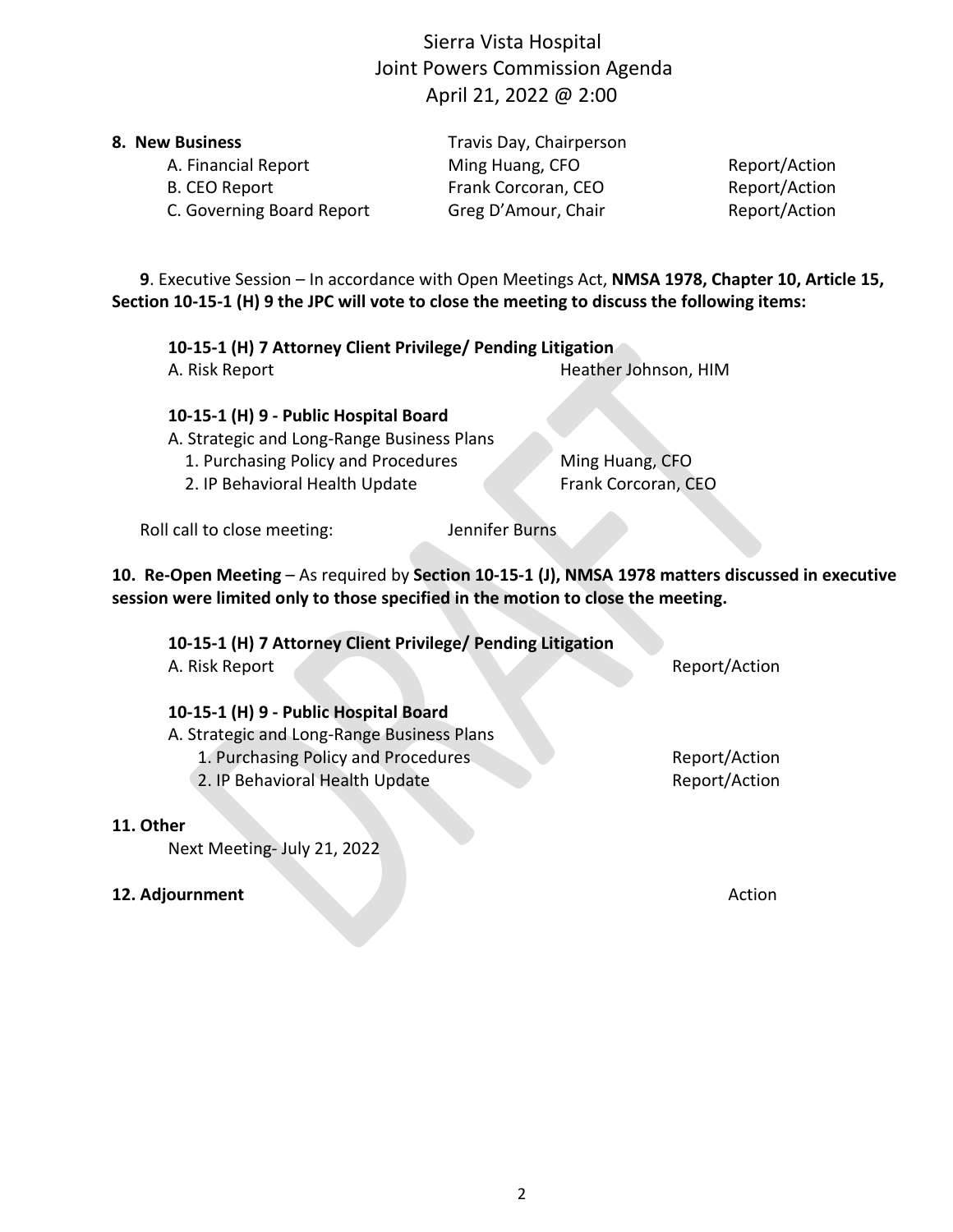# Sierra Vista Hospital
# Joint Powers Commission Agenda
# April 21, 2022 @ 2:00

**8. New Business** — Travis Day, Chairperson

| | | |
|---|---|---|
| A. Financial Report | Ming Huang, CFO | Report/Action |
| B. CEO Report | Frank Corcoran, CEO | Report/Action |
| C. Governing Board Report | Greg D'Amour, Chair | Report/Action |

**9**. Executive Session – In accordance with Open Meetings Act, **NMSA 1978, Chapter 10, Article 15, Section 10-15-1 (H) 9 the JPC will vote to close the meeting to discuss the following items:**

**10-15-1 (H) 7 Attorney Client Privilege/ Pending Litigation**

A. Risk Report — Heather Johnson, HIM

**10-15-1 (H) 9 - Public Hospital Board**

A. Strategic and Long-Range Business Plans
1. Purchasing Policy and Procedures — Ming Huang, CFO
2. IP Behavioral Health Update — Frank Corcoran, CEO

Roll call to close meeting: Jennifer Burns

**10. Re-Open Meeting** – As required by **Section 10-15-1 (J), NMSA 1978 matters discussed in executive session were limited only to those specified in the motion to close the meeting.**

**10-15-1 (H) 7 Attorney Client Privilege/ Pending Litigation**

A. Risk Report — Report/Action

**10-15-1 (H) 9 - Public Hospital Board**

A. Strategic and Long-Range Business Plans
1. Purchasing Policy and Procedures — Report/Action
2. IP Behavioral Health Update — Report/Action

**11. Other**

Next Meeting- July 21, 2022

**12. Adjournment** — Action